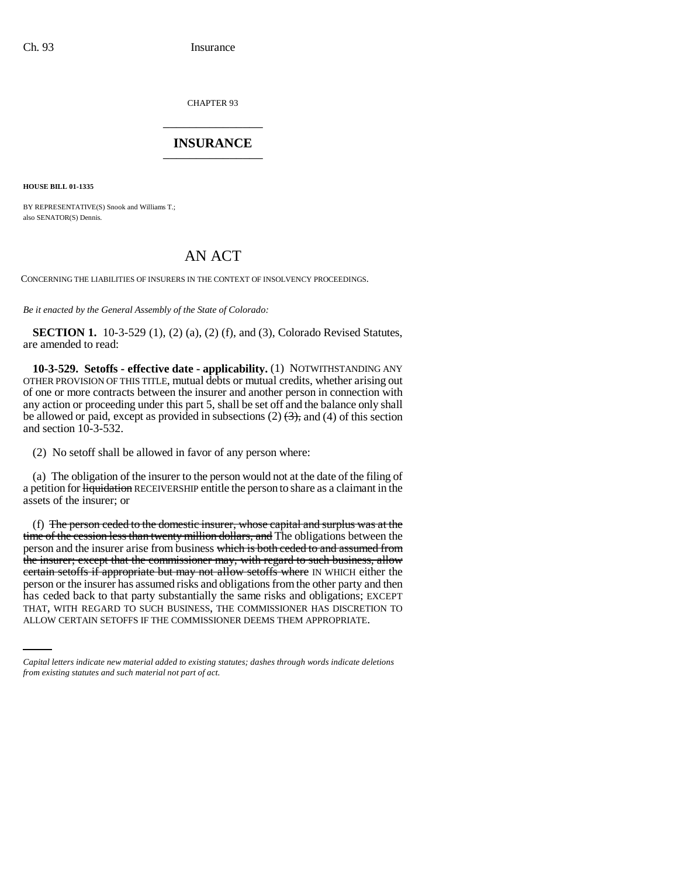CHAPTER 93

# INSURANCE

**HOUSE BILL 01-1335**

BY REPRESENTATIVE(S) Snook and Williams T.;
also SENATOR(S) Dennis.

## AN ACT

CONCERNING THE LIABILITIES OF INSURERS IN THE CONTEXT OF INSOLVENCY PROCEEDINGS.

*Be it enacted by the General Assembly of the State of Colorado:*

**SECTION 1.** 10-3-529 (1), (2) (a), (2) (f), and (3), Colorado Revised Statutes, are amended to read:

**10-3-529. Setoffs - effective date - applicability.** (1) NOTWITHSTANDING ANY OTHER PROVISION OF THIS TITLE, mutual debts or mutual credits, whether arising out of one or more contracts between the insurer and another person in connection with any action or proceeding under this part 5, shall be set off and the balance only shall be allowed or paid, except as provided in subsections (2) ~~(3),~~ and (4) of this section and section 10-3-532.

(2) No setoff shall be allowed in favor of any person where:

(a) The obligation of the insurer to the person would not at the date of the filing of a petition for ~~liquidation~~ RECEIVERSHIP entitle the person to share as a claimant in the assets of the insurer; or

(f) ~~The person ceded to the domestic insurer, whose capital and surplus was at the time of the cession less than twenty million dollars, and~~ The obligations between the person and the insurer arise from business ~~which is both ceded to and assumed from the insurer; except that the commissioner may, with regard to such business, allow certain setoffs if appropriate but may not allow setoffs where~~ IN WHICH either the person or the insurer has assumed risks and obligations from the other party and then has ceded back to that party substantially the same risks and obligations; EXCEPT THAT, WITH REGARD TO SUCH BUSINESS, THE COMMISSIONER HAS DISCRETION TO ALLOW CERTAIN SETOFFS IF THE COMMISSIONER DEEMS THEM APPROPRIATE.

*Capital letters indicate new material added to existing statutes; dashes through words indicate deletions from existing statutes and such material not part of act.*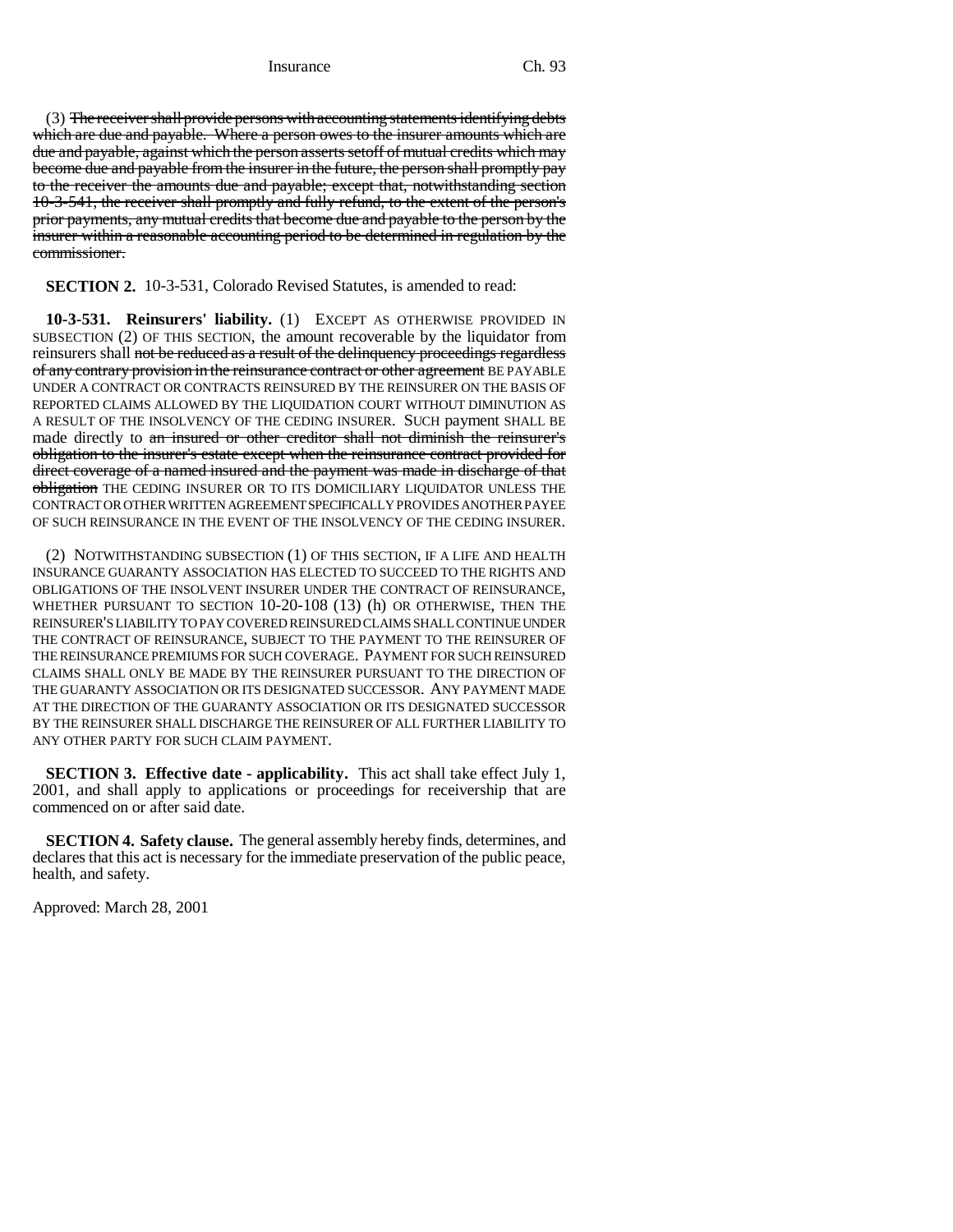(3) ~~The receiver shall provide persons with accounting statements identifying debts which are due and payable. Where a person owes to the insurer amounts which are due and payable, against which the person asserts setoff of mutual credits which may become due and payable from the insurer in the future, the person shall promptly pay to the receiver the amounts due and payable; except that, notwithstanding section 10-3-541, the receiver shall promptly and fully refund, to the extent of the person's prior payments, any mutual credits that become due and payable to the person by the insurer within a reasonable accounting period to be determined in regulation by the commissioner.~~

**SECTION 2.** 10-3-531, Colorado Revised Statutes, is amended to read:

**10-3-531. Reinsurers' liability.** (1) EXCEPT AS OTHERWISE PROVIDED IN SUBSECTION (2) OF THIS SECTION, the amount recoverable by the liquidator from reinsurers shall ~~not be reduced as a result of the delinquency proceedings regardless of any contrary provision in the reinsurance contract or other agreement~~ BE PAYABLE UNDER A CONTRACT OR CONTRACTS REINSURED BY THE REINSURER ON THE BASIS OF REPORTED CLAIMS ALLOWED BY THE LIQUIDATION COURT WITHOUT DIMINUTION AS A RESULT OF THE INSOLVENCY OF THE CEDING INSURER. SUCH payment SHALL BE made directly to ~~an insured or other creditor shall not diminish the reinsurer's obligation to the insurer's estate except when the reinsurance contract provided for direct coverage of a named insured and the payment was made in discharge of that obligation~~ THE CEDING INSURER OR TO ITS DOMICILIARY LIQUIDATOR UNLESS THE CONTRACT OR OTHER WRITTEN AGREEMENT SPECIFICALLY PROVIDES ANOTHER PAYEE OF SUCH REINSURANCE IN THE EVENT OF THE INSOLVENCY OF THE CEDING INSURER.

(2) NOTWITHSTANDING SUBSECTION (1) OF THIS SECTION, IF A LIFE AND HEALTH INSURANCE GUARANTY ASSOCIATION HAS ELECTED TO SUCCEED TO THE RIGHTS AND OBLIGATIONS OF THE INSOLVENT INSURER UNDER THE CONTRACT OF REINSURANCE, WHETHER PURSUANT TO SECTION 10-20-108 (13) (h) OR OTHERWISE, THEN THE REINSURER'S LIABILITY TO PAY COVERED REINSURED CLAIMS SHALL CONTINUE UNDER THE CONTRACT OF REINSURANCE, SUBJECT TO THE PAYMENT TO THE REINSURER OF THE REINSURANCE PREMIUMS FOR SUCH COVERAGE. PAYMENT FOR SUCH REINSURED CLAIMS SHALL ONLY BE MADE BY THE REINSURER PURSUANT TO THE DIRECTION OF THE GUARANTY ASSOCIATION OR ITS DESIGNATED SUCCESSOR. ANY PAYMENT MADE AT THE DIRECTION OF THE GUARANTY ASSOCIATION OR ITS DESIGNATED SUCCESSOR BY THE REINSURER SHALL DISCHARGE THE REINSURER OF ALL FURTHER LIABILITY TO ANY OTHER PARTY FOR SUCH CLAIM PAYMENT.

**SECTION 3. Effective date - applicability.** This act shall take effect July 1, 2001, and shall apply to applications or proceedings for receivership that are commenced on or after said date.

**SECTION 4. Safety clause.** The general assembly hereby finds, determines, and declares that this act is necessary for the immediate preservation of the public peace, health, and safety.

Approved: March 28, 2001